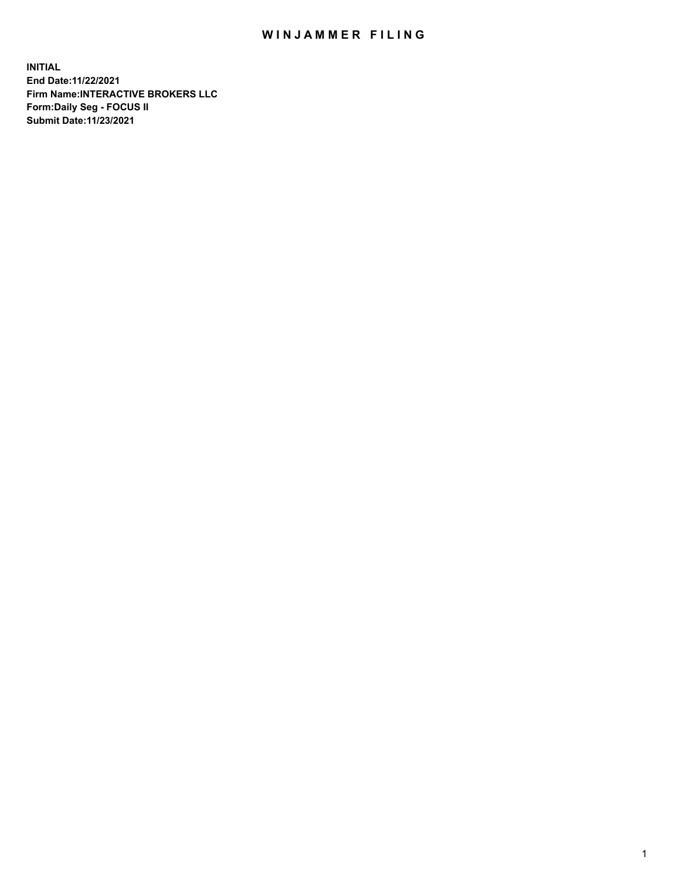# WINJAMMER FILING

**INITIAL**
**End Date:11/22/2021**
**Firm Name:INTERACTIVE BROKERS LLC**
**Form:Daily Seg - FOCUS II**
**Submit Date:11/23/2021**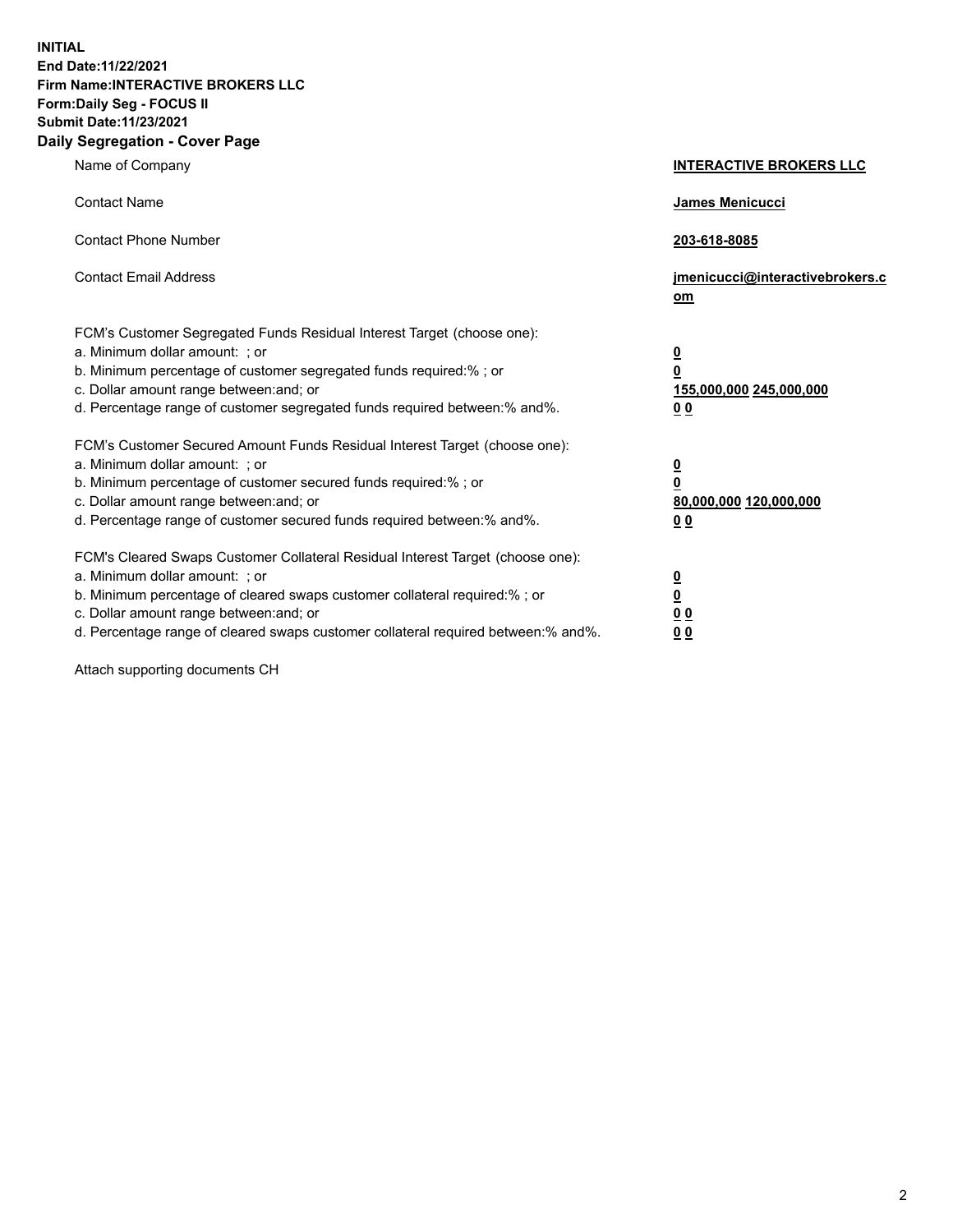**INITIAL**
**End Date:11/22/2021**
**Firm Name:INTERACTIVE BROKERS LLC**
**Form:Daily Seg - FOCUS II**
**Submit Date:11/23/2021**

## Daily Segregation - Cover Page

| | |
|---|---|
| Name of Company | **INTERACTIVE BROKERS LLC** |
| Contact Name | **James Menicucci** |
| Contact Phone Number | **203-618-8085** |
| Contact Email Address | **jmenicucci@interactivebrokers.com** |

FCM's Customer Segregated Funds Residual Interest Target (choose one):

| | |
|---|---|
| a. Minimum dollar amount: ; or | **0** |
| b. Minimum percentage of customer segregated funds required:% ; or | **0** |
| c. Dollar amount range between:and; or | **155,000,000 245,000,000** |
| d. Percentage range of customer segregated funds required between:% and%. | **0 0** |

FCM's Customer Secured Amount Funds Residual Interest Target (choose one):

| | |
|---|---|
| a. Minimum dollar amount: ; or | **0** |
| b. Minimum percentage of customer secured funds required:% ; or | **0** |
| c. Dollar amount range between:and; or | **80,000,000 120,000,000** |
| d. Percentage range of customer secured funds required between:% and%. | **0 0** |

FCM's Cleared Swaps Customer Collateral Residual Interest Target (choose one):

| | |
|---|---|
| a. Minimum dollar amount: ; or | **0** |
| b. Minimum percentage of cleared swaps customer collateral required:% ; or | **0** |
| c. Dollar amount range between:and; or | **0 0** |
| d. Percentage range of cleared swaps customer collateral required between:% and%. | **0 0** |

Attach supporting documents CH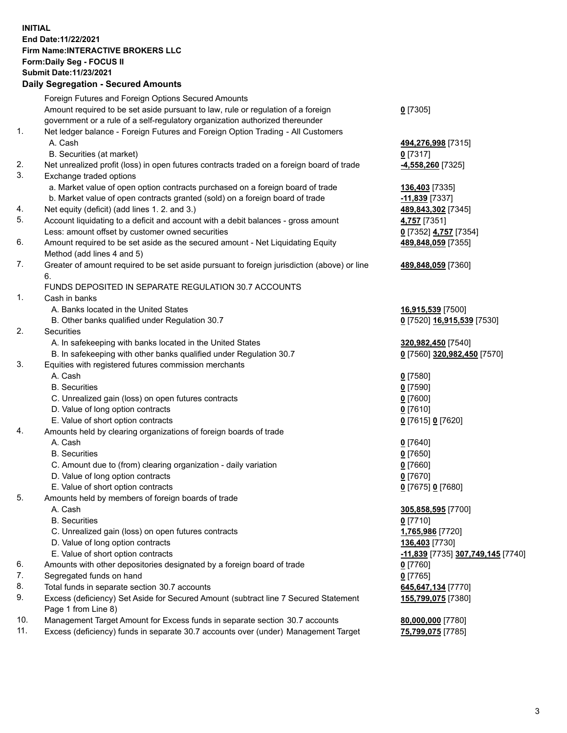**INITIAL**
**End Date:11/22/2021**
**Firm Name:INTERACTIVE BROKERS LLC**
**Form:Daily Seg - FOCUS II**
**Submit Date:11/23/2021**

### Daily Segregation - Secured Amounts

| | | |
|---|---|---|
| | Foreign Futures and Foreign Options Secured Amounts | |
| | Amount required to be set aside pursuant to law, rule or regulation of a foreign government or a rule of a self-regulatory organization authorized thereunder | 0 [7305] |
| 1. | Net ledger balance - Foreign Futures and Foreign Option Trading - All Customers | |
| | A. Cash | 494,276,998 [7315] |
| | B. Securities (at market) | 0 [7317] |
| 2. | Net unrealized profit (loss) in open futures contracts traded on a foreign board of trade | -4,558,260 [7325] |
| 3. | Exchange traded options | |
| | a. Market value of open option contracts purchased on a foreign board of trade | 136,403 [7335] |
| | b. Market value of open contracts granted (sold) on a foreign board of trade | -11,839 [7337] |
| 4. | Net equity (deficit) (add lines 1. 2. and 3.) | 489,843,302 [7345] |
| 5. | Account liquidating to a deficit and account with a debit balances - gross amount | 4,757 [7351] |
| | Less: amount offset by customer owned securities | 0 [7352] 4,757 [7354] |
| 6. | Amount required to be set aside as the secured amount - Net Liquidating Equity Method (add lines 4 and 5) | 489,848,059 [7355] |
| 7. | Greater of amount required to be set aside pursuant to foreign jurisdiction (above) or line 6. | 489,848,059 [7360] |
| | FUNDS DEPOSITED IN SEPARATE REGULATION 30.7 ACCOUNTS | |
| 1. | Cash in banks | |
| | A. Banks located in the United States | 16,915,539 [7500] |
| | B. Other banks qualified under Regulation 30.7 | 0 [7520] 16,915,539 [7530] |
| 2. | Securities | |
| | A. In safekeeping with banks located in the United States | 320,982,450 [7540] |
| | B. In safekeeping with other banks qualified under Regulation 30.7 | 0 [7560] 320,982,450 [7570] |
| 3. | Equities with registered futures commission merchants | |
| | A. Cash | 0 [7580] |
| | B. Securities | 0 [7590] |
| | C. Unrealized gain (loss) on open futures contracts | 0 [7600] |
| | D. Value of long option contracts | 0 [7610] |
| | E. Value of short option contracts | 0 [7615] 0 [7620] |
| 4. | Amounts held by clearing organizations of foreign boards of trade | |
| | A. Cash | 0 [7640] |
| | B. Securities | 0 [7650] |
| | C. Amount due to (from) clearing organization - daily variation | 0 [7660] |
| | D. Value of long option contracts | 0 [7670] |
| | E. Value of short option contracts | 0 [7675] 0 [7680] |
| 5. | Amounts held by members of foreign boards of trade | |
| | A. Cash | 305,858,595 [7700] |
| | B. Securities | 0 [7710] |
| | C. Unrealized gain (loss) on open futures contracts | 1,765,986 [7720] |
| | D. Value of long option contracts | 136,403 [7730] |
| | E. Value of short option contracts | -11,839 [7735] 307,749,145 [7740] |
| 6. | Amounts with other depositories designated by a foreign board of trade | 0 [7760] |
| 7. | Segregated funds on hand | 0 [7765] |
| 8. | Total funds in separate section 30.7 accounts | 645,647,134 [7770] |
| 9. | Excess (deficiency) Set Aside for Secured Amount (subtract line 7 Secured Statement Page 1 from Line 8) | 155,799,075 [7380] |
| 10. | Management Target Amount for Excess funds in separate section 30.7 accounts | 80,000,000 [7780] |
| 11. | Excess (deficiency) funds in separate 30.7 accounts over (under) Management Target | 75,799,075 [7785] |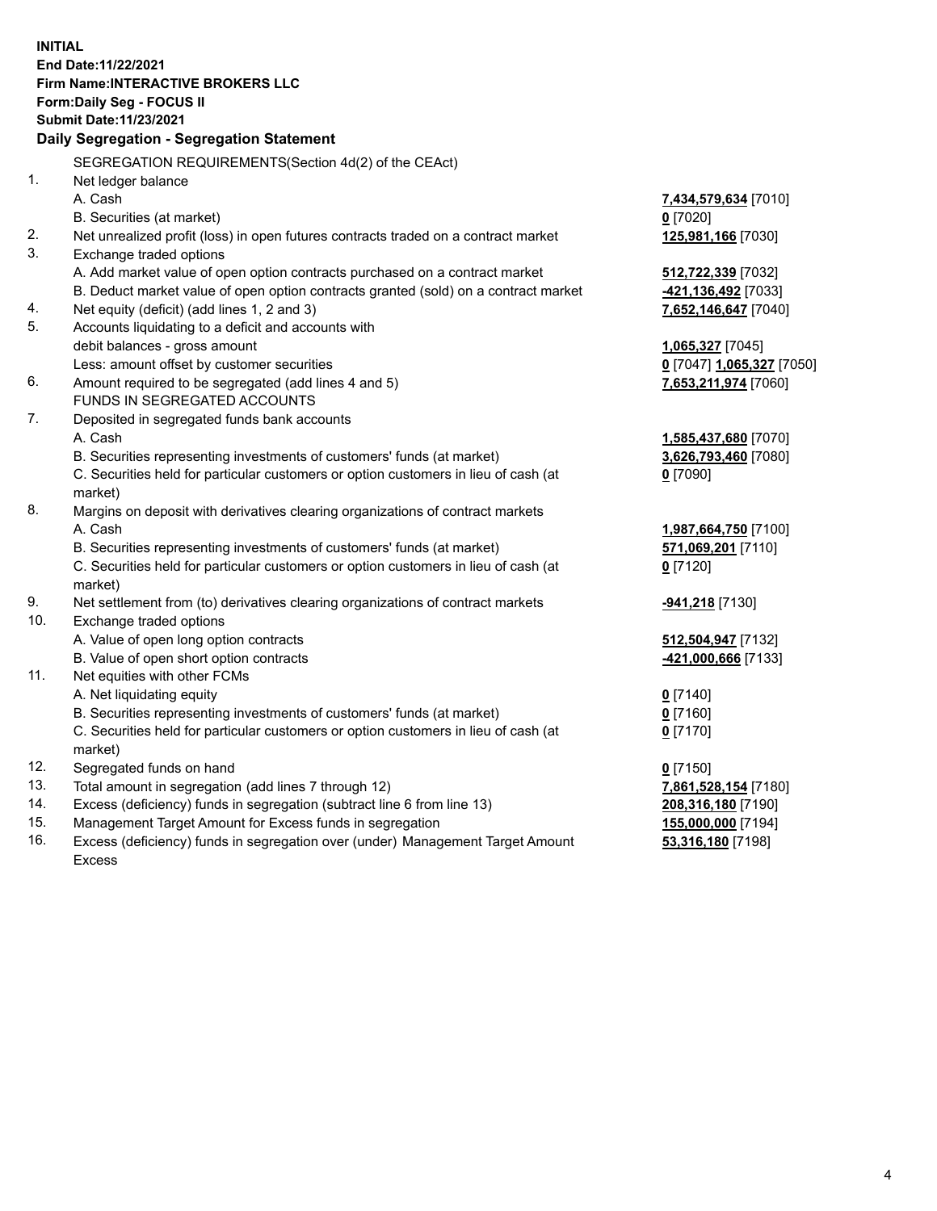**INITIAL**
**End Date:11/22/2021**
**Firm Name:INTERACTIVE BROKERS LLC**
**Form:Daily Seg - FOCUS II**
**Submit Date:11/23/2021**

**Daily Segregation - Segregation Statement**

SEGREGATION REQUIREMENTS(Section 4d(2) of the CEAct)

| | | |
|---|---|---|
| 1. | Net ledger balance | |
| | A. Cash | **7,434,579,634** [7010] |
| | B. Securities (at market) | **0** [7020] |
| 2. | Net unrealized profit (loss) in open futures contracts traded on a contract market | **125,981,166** [7030] |
| 3. | Exchange traded options | |
| | A. Add market value of open option contracts purchased on a contract market | **512,722,339** [7032] |
| | B. Deduct market value of open option contracts granted (sold) on a contract market | **-421,136,492** [7033] |
| 4. | Net equity (deficit) (add lines 1, 2 and 3) | **7,652,146,647** [7040] |
| 5. | Accounts liquidating to a deficit and accounts with debit balances - gross amount | **1,065,327** [7045] |
| | Less: amount offset by customer securities | **0** [7047] **1,065,327** [7050] |
| 6. | Amount required to be segregated (add lines 4 and 5) | **7,653,211,974** [7060] |
| | FUNDS IN SEGREGATED ACCOUNTS | |
| 7. | Deposited in segregated funds bank accounts | |
| | A. Cash | **1,585,437,680** [7070] |
| | B. Securities representing investments of customers' funds (at market) | **3,626,793,460** [7080] |
| | C. Securities held for particular customers or option customers in lieu of cash (at market) | **0** [7090] |
| 8. | Margins on deposit with derivatives clearing organizations of contract markets | |
| | A. Cash | **1,987,664,750** [7100] |
| | B. Securities representing investments of customers' funds (at market) | **571,069,201** [7110] |
| | C. Securities held for particular customers or option customers in lieu of cash (at market) | **0** [7120] |
| 9. | Net settlement from (to) derivatives clearing organizations of contract markets | **-941,218** [7130] |
| 10. | Exchange traded options | |
| | A. Value of open long option contracts | **512,504,947** [7132] |
| | B. Value of open short option contracts | **-421,000,666** [7133] |
| 11. | Net equities with other FCMs | |
| | A. Net liquidating equity | **0** [7140] |
| | B. Securities representing investments of customers' funds (at market) | **0** [7160] |
| | C. Securities held for particular customers or option customers in lieu of cash (at market) | **0** [7170] |
| 12. | Segregated funds on hand | **0** [7150] |
| 13. | Total amount in segregation (add lines 7 through 12) | **7,861,528,154** [7180] |
| 14. | Excess (deficiency) funds in segregation (subtract line 6 from line 13) | **208,316,180** [7190] |
| 15. | Management Target Amount for Excess funds in segregation | **155,000,000** [7194] |
| 16. | Excess (deficiency) funds in segregation over (under) Management Target Amount Excess | **53,316,180** [7198] |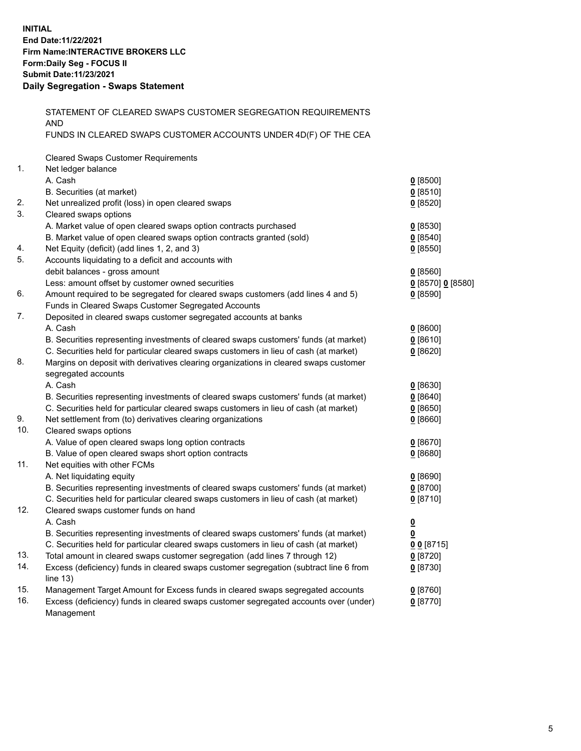**INITIAL**
**End Date:11/22/2021**
**Firm Name:INTERACTIVE BROKERS LLC**
**Form:Daily Seg - FOCUS II**
**Submit Date:11/23/2021**
**Daily Segregation - Swaps Statement**

STATEMENT OF CLEARED SWAPS CUSTOMER SEGREGATION REQUIREMENTS AND FUNDS IN CLEARED SWAPS CUSTOMER ACCOUNTS UNDER 4D(F) OF THE CEA

| | | |
|---|---|---|
| | Cleared Swaps Customer Requirements | |
| 1. | Net ledger balance | |
| | A. Cash | 0 [8500] |
| | B. Securities (at market) | 0 [8510] |
| 2. | Net unrealized profit (loss) in open cleared swaps | 0 [8520] |
| 3. | Cleared swaps options | |
| | A. Market value of open cleared swaps option contracts purchased | 0 [8530] |
| | B. Market value of open cleared swaps option contracts granted (sold) | 0 [8540] |
| 4. | Net Equity (deficit) (add lines 1, 2, and 3) | 0 [8550] |
| 5. | Accounts liquidating to a deficit and accounts with debit balances - gross amount | 0 [8560] |
| | Less: amount offset by customer owned securities | 0 [8570] 0 [8580] |
| 6. | Amount required to be segregated for cleared swaps customers (add lines 4 and 5) | 0 [8590] |
| | Funds in Cleared Swaps Customer Segregated Accounts | |
| 7. | Deposited in cleared swaps customer segregated accounts at banks | |
| | A. Cash | 0 [8600] |
| | B. Securities representing investments of cleared swaps customers' funds (at market) | 0 [8610] |
| | C. Securities held for particular cleared swaps customers in lieu of cash (at market) | 0 [8620] |
| 8. | Margins on deposit with derivatives clearing organizations in cleared swaps customer segregated accounts | |
| | A. Cash | 0 [8630] |
| | B. Securities representing investments of cleared swaps customers' funds (at market) | 0 [8640] |
| | C. Securities held for particular cleared swaps customers in lieu of cash (at market) | 0 [8650] |
| 9. | Net settlement from (to) derivatives clearing organizations | 0 [8660] |
| 10. | Cleared swaps options | |
| | A. Value of open cleared swaps long option contracts | 0 [8670] |
| | B. Value of open cleared swaps short option contracts | 0 [8680] |
| 11. | Net equities with other FCMs | |
| | A. Net liquidating equity | 0 [8690] |
| | B. Securities representing investments of cleared swaps customers' funds (at market) | 0 [8700] |
| | C. Securities held for particular cleared swaps customers in lieu of cash (at market) | 0 [8710] |
| 12. | Cleared swaps customer funds on hand | |
| | A. Cash | 0 |
| | B. Securities representing investments of cleared swaps customers' funds (at market) | 0 |
| | C. Securities held for particular cleared swaps customers in lieu of cash (at market) | 0 0 [8715] |
| 13. | Total amount in cleared swaps customer segregation (add lines 7 through 12) | 0 [8720] |
| 14. | Excess (deficiency) funds in cleared swaps customer segregation (subtract line 6 from line 13) | 0 [8730] |
| 15. | Management Target Amount for Excess funds in cleared swaps segregated accounts | 0 [8760] |
| 16. | Excess (deficiency) funds in cleared swaps customer segregated accounts over (under) Management | 0 [8770] |